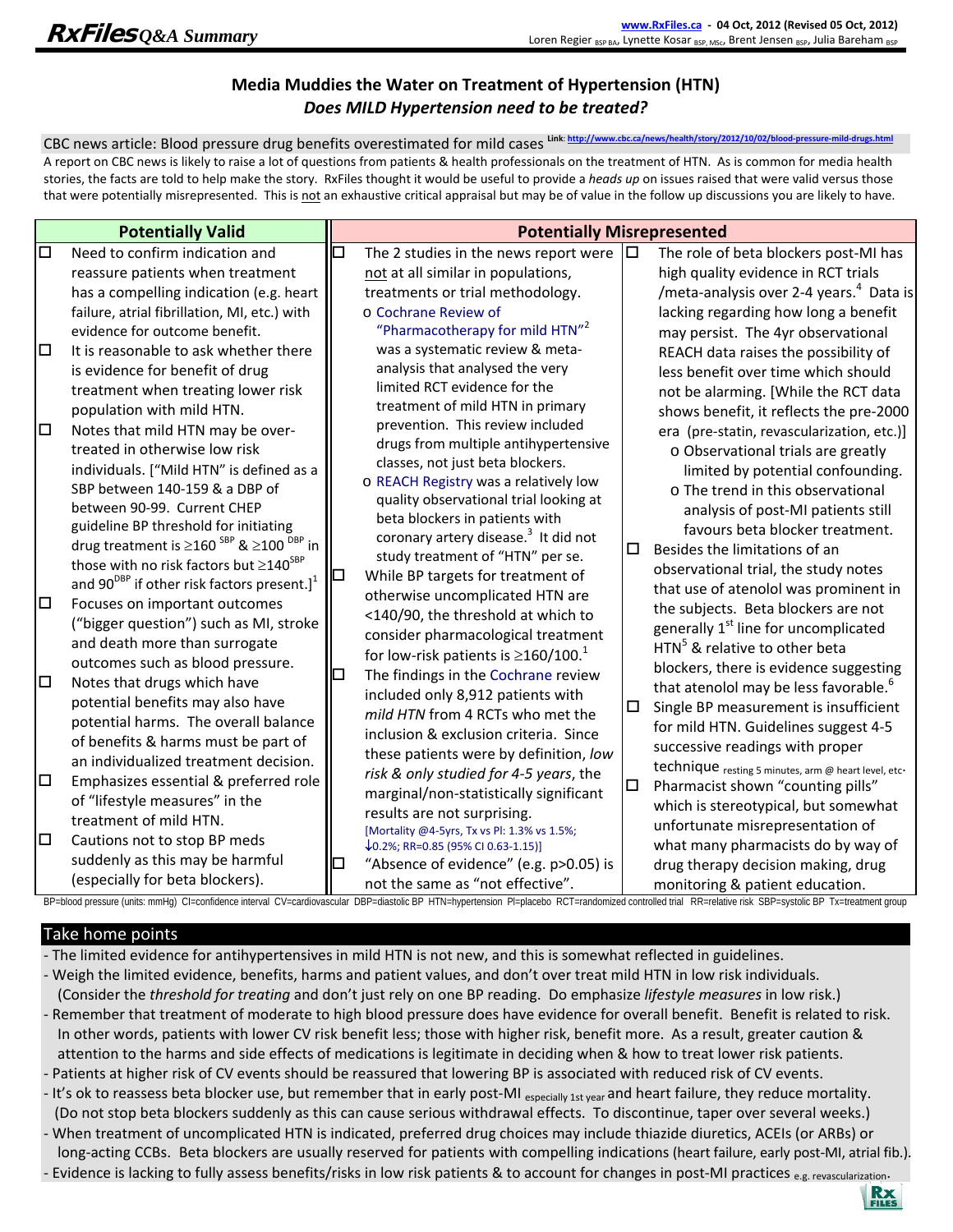**RxFiles** *Q&A Summary*

www.RxFiles.ca - 04 Oct, 2012 (Revised 05 Oct, 2012)
Loren Regier BSP BA, Lynette Kosar BSP, MSc, Brent Jensen BSP, Julia Bareham BSP

## Media Muddies the Water on Treatment of Hypertension (HTN)
### *Does MILD Hypertension need to be treated?*

CBC news article: Blood pressure drug benefits overestimated for mild cases Link: http://www.cbc.ca/news/health/story/2012/10/02/blood-pressure-mild-drugs.html

A report on CBC news is likely to raise a lot of questions from patients & health professionals on the treatment of HTN. As is common for media health stories, the facts are told to help make the story. RxFiles thought it would be useful to provide a *heads up* on issues raised that were valid versus those that were potentially misrepresented. This is not an exhaustive critical appraisal but may be of value in the follow up discussions you are likely to have.

### Potentially Valid

- ☐ Need to confirm indication and reassure patients when treatment has a compelling indication (e.g. heart failure, atrial fibrillation, MI, etc.) with evidence for outcome benefit.
- ☐ It is reasonable to ask whether there is evidence for benefit of drug treatment when treating lower risk population with mild HTN.
- ☐ Notes that mild HTN may be over-treated in otherwise low risk individuals. ["Mild HTN" is defined as a SBP between 140-159 & a DBP of between 90-99. Current CHEP guideline BP threshold for initiating drug treatment is ≥160 SBP & ≥100 DBP in those with no risk factors but ≥140SBP and 90DBP if other risk factors present.][1]
- ☐ Focuses on important outcomes ("bigger question") such as MI, stroke and death more than surrogate outcomes such as blood pressure.
- ☐ Notes that drugs which have potential benefits may also have potential harms. The overall balance of benefits & harms must be part of an individualized treatment decision.
- ☐ Emphasizes essential & preferred role of "lifestyle measures" in the treatment of mild HTN.
- ☐ Cautions not to stop BP meds suddenly as this may be harmful (especially for beta blockers).

### Potentially Misrepresented

- ☐ The 2 studies in the news report were not at all similar in populations, treatments or trial methodology.
  - Cochrane Review of "Pharmacotherapy for mild HTN"[2] was a systematic review & meta-analysis that analysed the very limited RCT evidence for the treatment of mild HTN in primary prevention. This review included drugs from multiple antihypertensive classes, not just beta blockers.
  - REACH Registry was a relatively low quality observational trial looking at beta blockers in patients with coronary artery disease.[3] It did not study treatment of "HTN" per se.
- ☐ While BP targets for treatment of otherwise uncomplicated HTN are <140/90, the threshold at which to consider pharmacological treatment for low-risk patients is ≥160/100.[1]
- ☐ The findings in the Cochrane review included only 8,912 patients with *mild HTN* from 4 RCTs who met the inclusion & exclusion criteria. Since these patients were by definition, *low risk & only studied for 4-5 years*, the marginal/non-statistically significant results are not surprising. [Mortality @4-5yrs, Tx vs Pl: 1.3% vs 1.5%; ↓0.2%; RR=0.85 (95% CI 0.63-1.15)]
- ☐ "Absence of evidence" (e.g. p>0.05) is not the same as "not effective".
- ☐ The role of beta blockers post-MI has high quality evidence in RCT trials /meta-analysis over 2-4 years.[4] Data is lacking regarding how long a benefit may persist. The 4yr observational REACH data raises the possibility of less benefit over time which should not be alarming. [While the RCT data shows benefit, it reflects the pre-2000 era (pre-statin, revascularization, etc.)]
  - Observational trials are greatly limited by potential confounding.
  - The trend in this observational analysis of post-MI patients still favours beta blocker treatment.
- ☐ Besides the limitations of an observational trial, the study notes that use of atenolol was prominent in the subjects. Beta blockers are not generally 1st line for uncomplicated HTN[5] & relative to other beta blockers, there is evidence suggesting that atenolol may be less favorable.[6]
- ☐ Single BP measurement is insufficient for mild HTN. Guidelines suggest 4-5 successive readings with proper technique resting 5 minutes, arm @ heart level, etc.
- ☐ Pharmacist shown "counting pills" which is stereotypical, but somewhat unfortunate misrepresentation of what many pharmacists do by way of drug therapy decision making, drug monitoring & patient education.

BP=blood pressure (units: mmHg) CI=confidence interval CV=cardiovascular DBP=diastolic BP HTN=hypertension Pl=placebo RCT=randomized controlled trial RR=relative risk SBP=systolic BP Tx=treatment group

### Take home points

- The limited evidence for antihypertensives in mild HTN is not new, and this is somewhat reflected in guidelines.
- Weigh the limited evidence, benefits, harms and patient values, and don't over treat mild HTN in low risk individuals. (Consider the *threshold for treating* and don't just rely on one BP reading. Do emphasize *lifestyle measures* in low risk.)
- Remember that treatment of moderate to high blood pressure does have evidence for overall benefit. Benefit is related to risk. In other words, patients with lower CV risk benefit less; those with higher risk, benefit more. As a result, greater caution & attention to the harms and side effects of medications is legitimate in deciding when & how to treat lower risk patients.
- Patients at higher risk of CV events should be reassured that lowering BP is associated with reduced risk of CV events.
- It's ok to reassess beta blocker use, but remember that in early post-MI especially 1st year and heart failure, they reduce mortality. (Do not stop beta blockers suddenly as this can cause serious withdrawal effects. To discontinue, taper over several weeks.)
- When treatment of uncomplicated HTN is indicated, preferred drug choices may include thiazide diuretics, ACEIs (or ARBs) or long-acting CCBs. Beta blockers are usually reserved for patients with compelling indications (heart failure, early post-MI, atrial fib.).
- Evidence is lacking to fully assess benefits/risks in low risk patients & to account for changes in post-MI practices e.g. revascularization.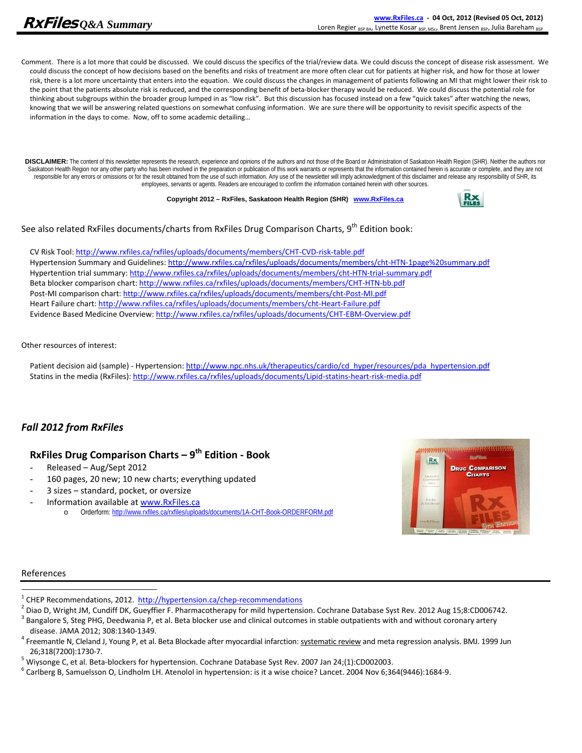Comment. There is a lot more that could be discussed. We could discuss the specifics of the trial/review data. We could discuss the concept of disease risk assessment. We could discuss the concept of how decisions based on the benefits and risks of treatment are more often clear cut for patients at higher risk, and how for those at lower risk, there is a lot more uncertainty that enters into the equation. We could discuss the changes in management of patients following an MI that might lower their risk to the point that the patients absolute risk is reduced, and the corresponding benefit of beta-blocker therapy would be reduced. We could discuss the potential role for thinking about subgroups within the broader group lumped in as "low risk". But this discussion has focused instead on a few "quick takes" after watching the news, knowing that we will be answering related questions on somewhat confusing information. We are sure there will be opportunity to revisit specific aspects of the information in the days to come. Now, off to some academic detailing…

**DISCLAIMER:** The content of this newsletter represents the research, experience and opinions of the authors and not those of the Board or Administration of Saskatoon Health Region (SHR). Neither the authors nor Saskatoon Health Region nor any other party who has been involved in the preparation or publication of this work warrants or represents that the information contained herein is accurate or complete, and they are not responsible for any errors or omissions or for the result obtained from the use of such information. Any use of the newsletter will imply acknowledgment of this disclaimer and release any responsibility of SHR, its employees, servants or agents. Readers are encouraged to confirm the information contained herein with other sources.

**Copyright 2012 – RxFiles, Saskatoon Health Region (SHR) www.RxFiles.ca**

See also related RxFiles documents/charts from RxFiles Drug Comparison Charts, 9th Edition book:

- CV Risk Tool: http://www.rxfiles.ca/rxfiles/uploads/documents/members/CHT-CVD-risk-table.pdf
- Hypertension Summary and Guidelines: http://www.rxfiles.ca/rxfiles/uploads/documents/members/cht-HTN-1page%20summary.pdf
- Hypertention trial summary: http://www.rxfiles.ca/rxfiles/uploads/documents/members/cht-HTN-trial-summary.pdf
- Beta blocker comparison chart: http://www.rxfiles.ca/rxfiles/uploads/documents/members/CHT-HTN-bb.pdf
- Post-MI comparison chart: http://www.rxfiles.ca/rxfiles/uploads/documents/members/cht-Post-MI.pdf
- Heart Failure chart: http://www.rxfiles.ca/rxfiles/uploads/documents/members/cht-Heart-Failure.pdf
- Evidence Based Medicine Overview: http://www.rxfiles.ca/rxfiles/uploads/documents/CHT-EBM-Overview.pdf

Other resources of interest:

- Patient decision aid (sample) - Hypertension: http://www.npc.nhs.uk/therapeutics/cardio/cd_hyper/resources/pda_hypertension.pdf
- Statins in the media (RxFiles): http://www.rxfiles.ca/rxfiles/uploads/documents/Lipid-statins-heart-risk-media.pdf

## *Fall 2012 from RxFiles*

### RxFiles Drug Comparison Charts – 9th Edition - Book

- Released – Aug/Sept 2012
- 160 pages, 20 new; 10 new charts; everything updated
- 3 sizes – standard, pocket, or oversize
- Information available at www.RxFiles.ca
  - Orderform: http://www.rxfiles.ca/rxfiles/uploads/documents/1A-CHT-Book-ORDERFORM.pdf

References

[1] CHEP Recommendations, 2012. http://hypertension.ca/chep-recommendations

[2] Diao D, Wright JM, Cundiff DK, Gueyffier F. Pharmacotherapy for mild hypertension. Cochrane Database Syst Rev. 2012 Aug 15;8:CD006742.

[3] Bangalore S, Steg PHG, Deedwania P, et al. Beta blocker use and clinical outcomes in stable outpatients with and without coronary artery disease. JAMA 2012; 308:1340-1349.

[4] Freemantle N, Cleland J, Young P, et al. Beta Blockade after myocardial infarction: systematic review and meta regression analysis. BMJ. 1999 Jun 26;318(7200):1730-7.

[5] Wiysonge C, et al. Beta-blockers for hypertension. Cochrane Database Syst Rev. 2007 Jan 24;(1):CD002003.

[6] Carlberg B, Samuelsson O, Lindholm LH. Atenolol in hypertension: is it a wise choice? Lancet. 2004 Nov 6;364(9446):1684-9.